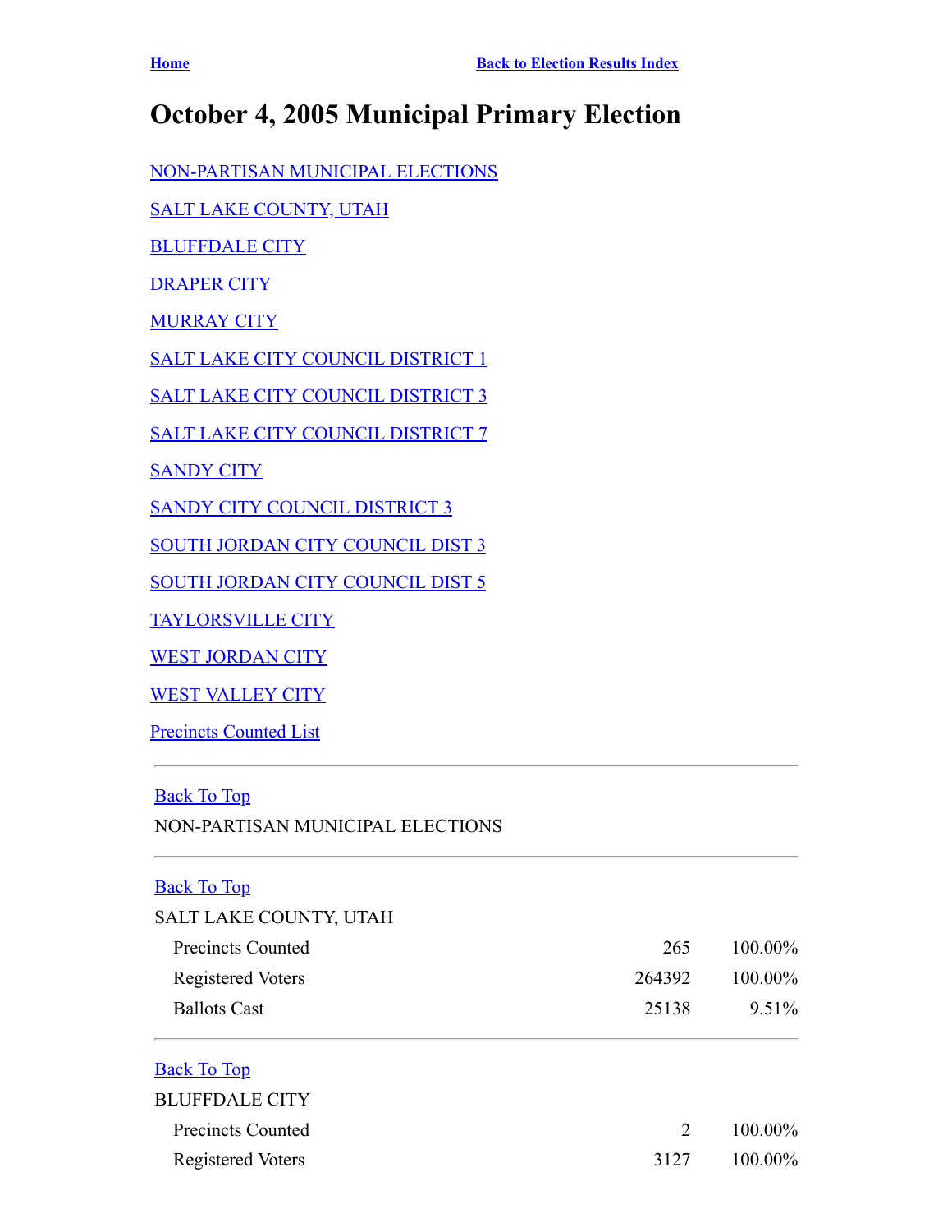Home | Back to Election Results Index

# October 4, 2005 Municipal Primary Election

NON-PARTISAN MUNICIPAL ELECTIONS

SALT LAKE COUNTY, UTAH

BLUFFDALE CITY

DRAPER CITY

MURRAY CITY

SALT LAKE CITY COUNCIL DISTRICT 1

SALT LAKE CITY COUNCIL DISTRICT 3

SALT LAKE CITY COUNCIL DISTRICT 7

SANDY CITY

SANDY CITY COUNCIL DISTRICT 3

SOUTH JORDAN CITY COUNCIL DIST 3

SOUTH JORDAN CITY COUNCIL DIST 5

TAYLORSVILLE CITY

WEST JORDAN CITY

WEST VALLEY CITY

Precincts Counted List

---

Back To Top

NON-PARTISAN MUNICIPAL ELECTIONS

---

Back To Top

SALT LAKE COUNTY, UTAH

| | | |
|---|---|---|
| Precincts Counted | 265 | 100.00% |
| Registered Voters | 264392 | 100.00% |
| Ballots Cast | 25138 | 9.51% |

---

Back To Top

BLUFFDALE CITY

| | | |
|---|---|---|
| Precincts Counted | 2 | 100.00% |
| Registered Voters | 3127 | 100.00% |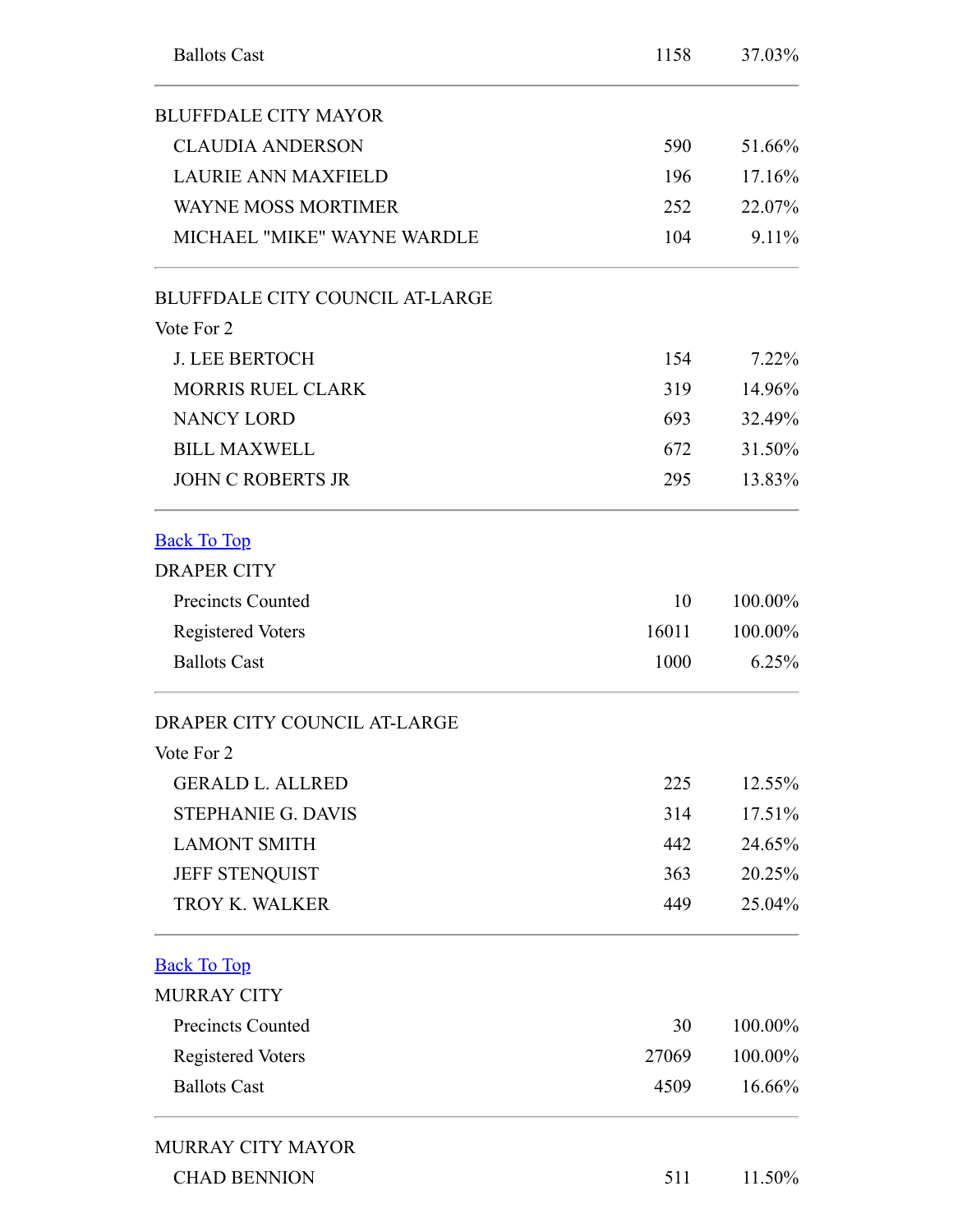| | | |
|---|---|---|
| Ballots Cast | 1158 | 37.03% |

| BLUFFDALE CITY MAYOR | | |
|---|---|---|
| CLAUDIA ANDERSON | 590 | 51.66% |
| LAURIE ANN MAXFIELD | 196 | 17.16% |
| WAYNE MOSS MORTIMER | 252 | 22.07% |
| MICHAEL "MIKE" WAYNE WARDLE | 104 | 9.11% |

BLUFFDALE CITY COUNCIL AT-LARGE

Vote For 2

| Candidate | Votes | Percent |
|---|---|---|
| J. LEE BERTOCH | 154 | 7.22% |
| MORRIS RUEL CLARK | 319 | 14.96% |
| NANCY LORD | 693 | 32.49% |
| BILL MAXWELL | 672 | 31.50% |
| JOHN C ROBERTS JR | 295 | 13.83% |

Back To Top

DRAPER CITY

| | | |
|---|---|---|
| Precincts Counted | 10 | 100.00% |
| Registered Voters | 16011 | 100.00% |
| Ballots Cast | 1000 | 6.25% |

DRAPER CITY COUNCIL AT-LARGE

Vote For 2

| Candidate | Votes | Percent |
|---|---|---|
| GERALD L. ALLRED | 225 | 12.55% |
| STEPHANIE G. DAVIS | 314 | 17.51% |
| LAMONT SMITH | 442 | 24.65% |
| JEFF STENQUIST | 363 | 20.25% |
| TROY K. WALKER | 449 | 25.04% |

Back To Top

MURRAY CITY

| | | |
|---|---|---|
| Precincts Counted | 30 | 100.00% |
| Registered Voters | 27069 | 100.00% |
| Ballots Cast | 4509 | 16.66% |

| MURRAY CITY MAYOR | | |
|---|---|---|
| CHAD BENNION | 511 | 11.50% |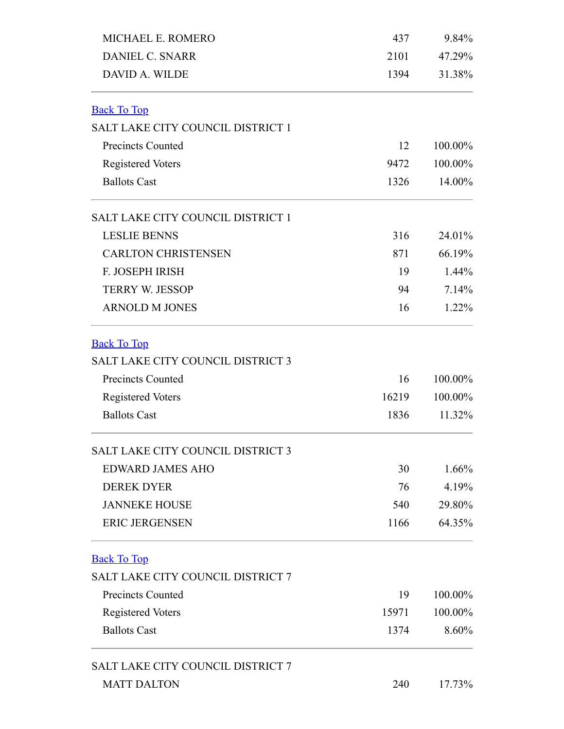| | | |
|---|---|---|
| MICHAEL E. ROMERO | 437 | 9.84% |
| DANIEL C. SNARR | 2101 | 47.29% |
| DAVID A. WILDE | 1394 | 31.38% |

Back To Top

SALT LAKE CITY COUNCIL DISTRICT 1

| | | |
|---|---|---|
| Precincts Counted | 12 | 100.00% |
| Registered Voters | 9472 | 100.00% |
| Ballots Cast | 1326 | 14.00% |

SALT LAKE CITY COUNCIL DISTRICT 1

| | | |
|---|---|---|
| LESLIE BENNS | 316 | 24.01% |
| CARLTON CHRISTENSEN | 871 | 66.19% |
| F. JOSEPH IRISH | 19 | 1.44% |
| TERRY W. JESSOP | 94 | 7.14% |
| ARNOLD M JONES | 16 | 1.22% |

Back To Top

SALT LAKE CITY COUNCIL DISTRICT 3

| | | |
|---|---|---|
| Precincts Counted | 16 | 100.00% |
| Registered Voters | 16219 | 100.00% |
| Ballots Cast | 1836 | 11.32% |

SALT LAKE CITY COUNCIL DISTRICT 3

| | | |
|---|---|---|
| EDWARD JAMES AHO | 30 | 1.66% |
| DEREK DYER | 76 | 4.19% |
| JANNEKE HOUSE | 540 | 29.80% |
| ERIC JERGENSEN | 1166 | 64.35% |

Back To Top

SALT LAKE CITY COUNCIL DISTRICT 7

| | | |
|---|---|---|
| Precincts Counted | 19 | 100.00% |
| Registered Voters | 15971 | 100.00% |
| Ballots Cast | 1374 | 8.60% |

SALT LAKE CITY COUNCIL DISTRICT 7

| | | |
|---|---|---|
| MATT DALTON | 240 | 17.73% |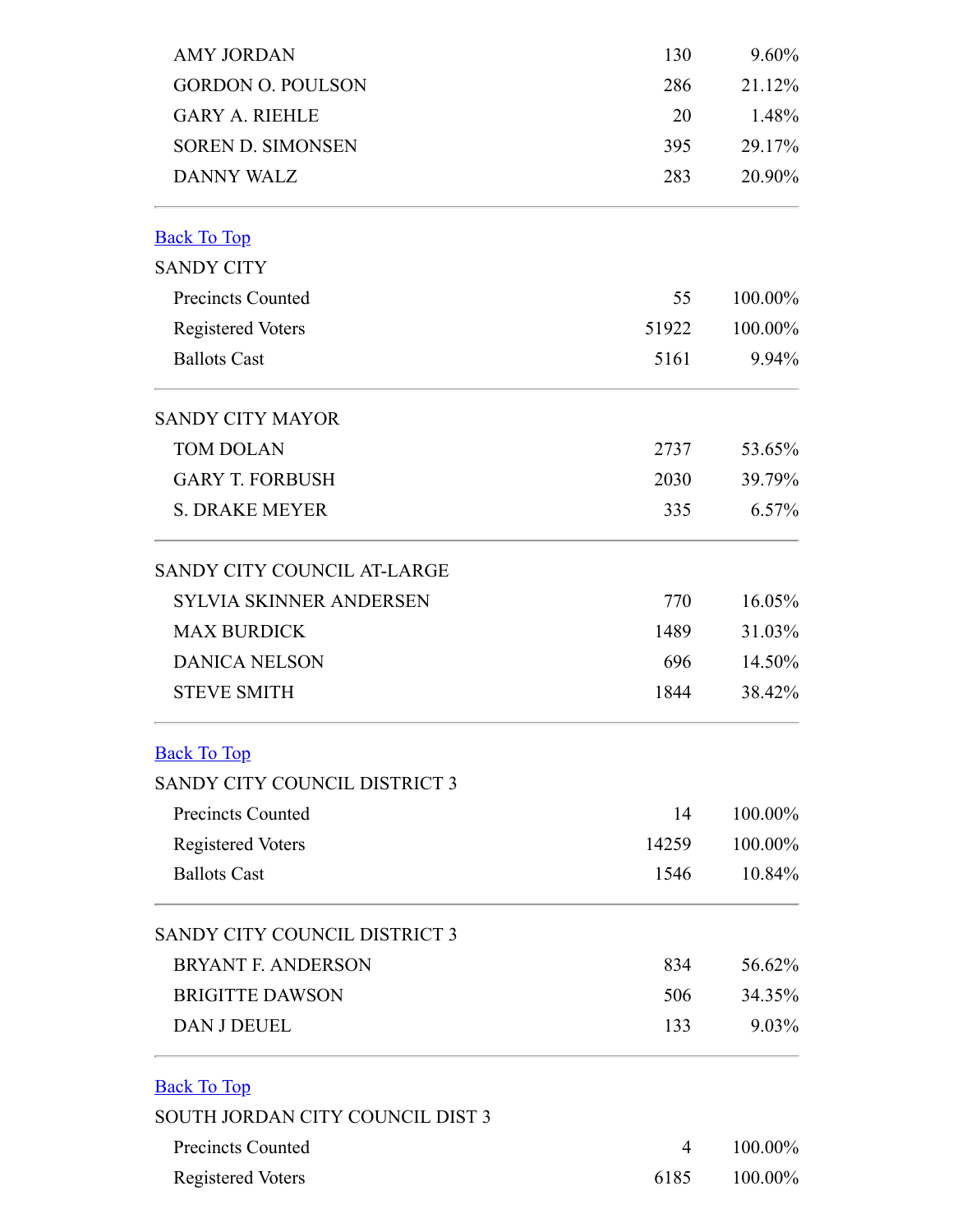| | | |
|---|---|---|
| AMY JORDAN | 130 | 9.60% |
| GORDON O. POULSON | 286 | 21.12% |
| GARY A. RIEHLE | 20 | 1.48% |
| SOREN D. SIMONSEN | 395 | 29.17% |
| DANNY WALZ | 283 | 20.90% |

Back To Top

SANDY CITY

| | | |
|---|---|---|
| Precincts Counted | 55 | 100.00% |
| Registered Voters | 51922 | 100.00% |
| Ballots Cast | 5161 | 9.94% |

SANDY CITY MAYOR

| | | |
|---|---|---|
| TOM DOLAN | 2737 | 53.65% |
| GARY T. FORBUSH | 2030 | 39.79% |
| S. DRAKE MEYER | 335 | 6.57% |

SANDY CITY COUNCIL AT-LARGE

| | | |
|---|---|---|
| SYLVIA SKINNER ANDERSEN | 770 | 16.05% |
| MAX BURDICK | 1489 | 31.03% |
| DANICA NELSON | 696 | 14.50% |
| STEVE SMITH | 1844 | 38.42% |

Back To Top

SANDY CITY COUNCIL DISTRICT 3

| | | |
|---|---|---|
| Precincts Counted | 14 | 100.00% |
| Registered Voters | 14259 | 100.00% |
| Ballots Cast | 1546 | 10.84% |

SANDY CITY COUNCIL DISTRICT 3

| | | |
|---|---|---|
| BRYANT F. ANDERSON | 834 | 56.62% |
| BRIGITTE DAWSON | 506 | 34.35% |
| DAN J DEUEL | 133 | 9.03% |

Back To Top

SOUTH JORDAN CITY COUNCIL DIST 3

| | | |
|---|---|---|
| Precincts Counted | 4 | 100.00% |
| Registered Voters | 6185 | 100.00% |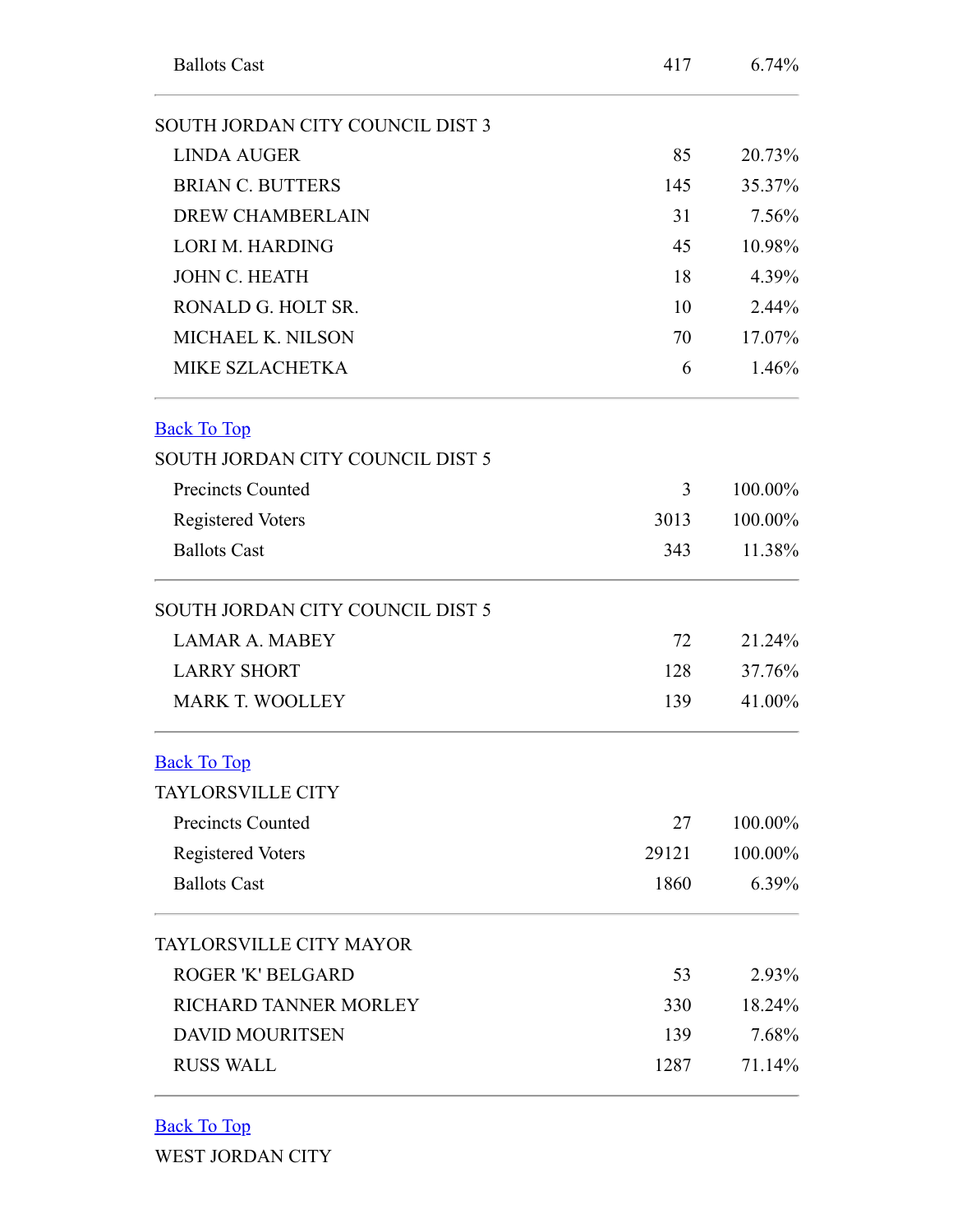| | | |
|---|---|---|
| Ballots Cast | 417 | 6.74% |

| SOUTH JORDAN CITY COUNCIL DIST 3 | | |
|---|---|---|
| LINDA AUGER | 85 | 20.73% |
| BRIAN C. BUTTERS | 145 | 35.37% |
| DREW CHAMBERLAIN | 31 | 7.56% |
| LORI M. HARDING | 45 | 10.98% |
| JOHN C. HEATH | 18 | 4.39% |
| RONALD G. HOLT SR. | 10 | 2.44% |
| MICHAEL K. NILSON | 70 | 17.07% |
| MIKE SZLACHETKA | 6 | 1.46% |

[Back To Top]

| SOUTH JORDAN CITY COUNCIL DIST 5 | | |
|---|---|---|
| Precincts Counted | 3 | 100.00% |
| Registered Voters | 3013 | 100.00% |
| Ballots Cast | 343 | 11.38% |

| SOUTH JORDAN CITY COUNCIL DIST 5 | | |
|---|---|---|
| LAMAR A. MABEY | 72 | 21.24% |
| LARRY SHORT | 128 | 37.76% |
| MARK T. WOOLLEY | 139 | 41.00% |

[Back To Top]

| TAYLORSVILLE CITY | | |
|---|---|---|
| Precincts Counted | 27 | 100.00% |
| Registered Voters | 29121 | 100.00% |
| Ballots Cast | 1860 | 6.39% |

| TAYLORSVILLE CITY MAYOR | | |
|---|---|---|
| ROGER 'K' BELGARD | 53 | 2.93% |
| RICHARD TANNER MORLEY | 330 | 18.24% |
| DAVID MOURITSEN | 139 | 7.68% |
| RUSS WALL | 1287 | 71.14% |

[Back To Top]

WEST JORDAN CITY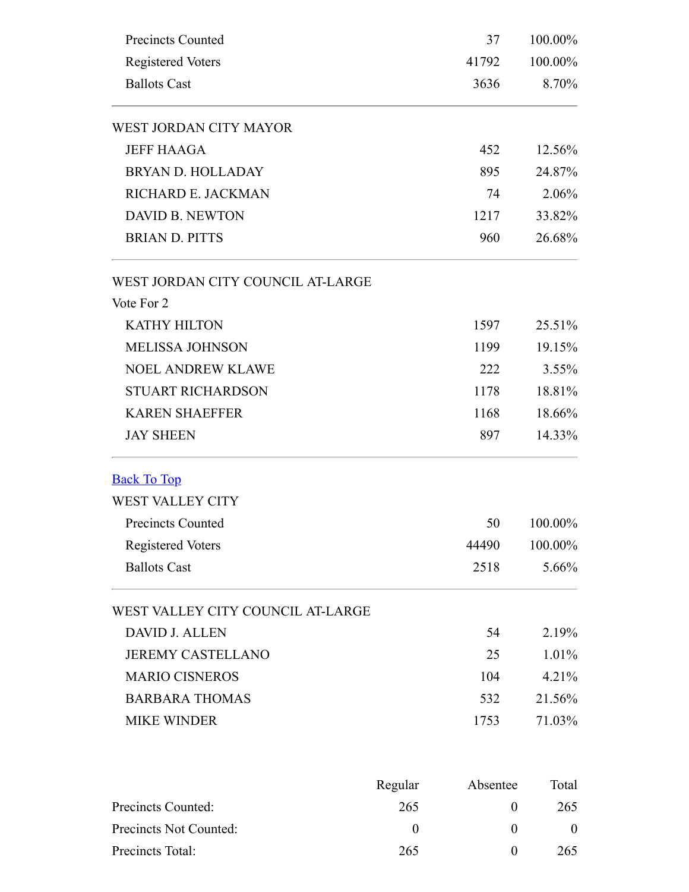| | | |
|---|---|---|
| Precincts Counted | 37 | 100.00% |
| Registered Voters | 41792 | 100.00% |
| Ballots Cast | 3636 | 8.70% |

WEST JORDAN CITY MAYOR

| | | |
|---|---|---|
| JEFF HAAGA | 452 | 12.56% |
| BRYAN D. HOLLADAY | 895 | 24.87% |
| RICHARD E. JACKMAN | 74 | 2.06% |
| DAVID B. NEWTON | 1217 | 33.82% |
| BRIAN D. PITTS | 960 | 26.68% |

WEST JORDAN CITY COUNCIL AT-LARGE

Vote For 2

| | | |
|---|---|---|
| KATHY HILTON | 1597 | 25.51% |
| MELISSA JOHNSON | 1199 | 19.15% |
| NOEL ANDREW KLAWE | 222 | 3.55% |
| STUART RICHARDSON | 1178 | 18.81% |
| KAREN SHAEFFER | 1168 | 18.66% |
| JAY SHEEN | 897 | 14.33% |

Back To Top

WEST VALLEY CITY

| | | |
|---|---|---|
| Precincts Counted | 50 | 100.00% |
| Registered Voters | 44490 | 100.00% |
| Ballots Cast | 2518 | 5.66% |

WEST VALLEY CITY COUNCIL AT-LARGE

| | | |
|---|---|---|
| DAVID J. ALLEN | 54 | 2.19% |
| JEREMY CASTELLANO | 25 | 1.01% |
| MARIO CISNEROS | 104 | 4.21% |
| BARBARA THOMAS | 532 | 21.56% |
| MIKE WINDER | 1753 | 71.03% |

| | Regular | Absentee | Total |
|---|---|---|---|
| Precincts Counted: | 265 | 0 | 265 |
| Precincts Not Counted: | 0 | 0 | 0 |
| Precincts Total: | 265 | 0 | 265 |